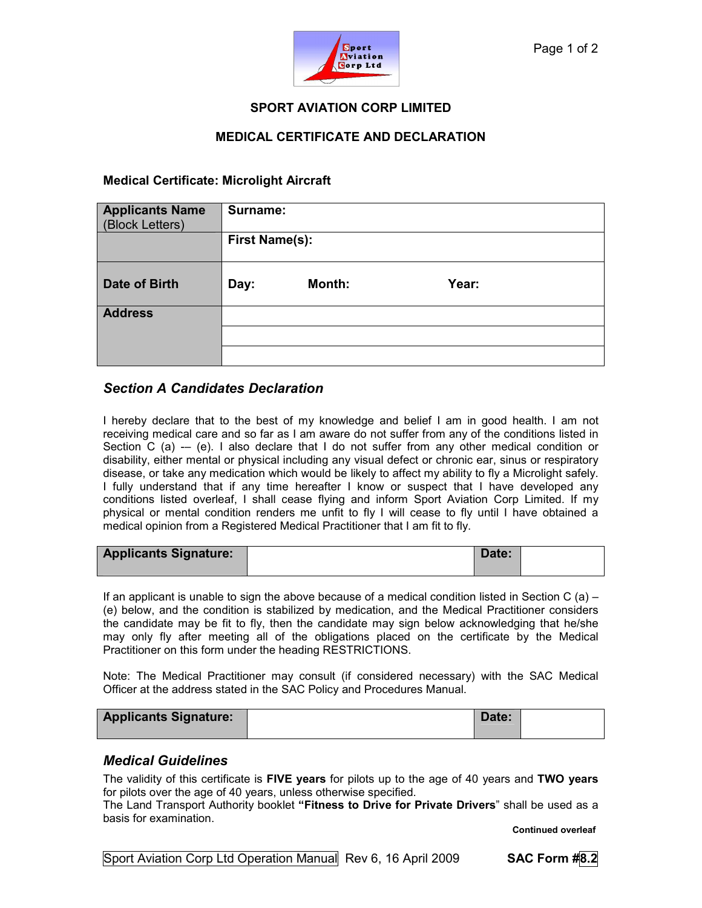## SPORT AVIATION CORP LIMITED

## MEDICAL CERTIFICATE AND DECLARATION

**Medical Certificate: Microlight Aircraft**

| **Applicants Name** (Block Letters) | **Surname:** | | |
|---|---|---|---|
| | **First Name(s):** | | |
| **Date of Birth** | **Day:** | **Month:** | **Year:** |
| **Address** | | | |
| | | | |
| | | | |

### *Section A Candidates Declaration*

I hereby declare that to the best of my knowledge and belief I am in good health. I am not receiving medical care and so far as I am aware do not suffer from any of the conditions listed in Section C (a) -– (e). I also declare that I do not suffer from any other medical condition or disability, either mental or physical including any visual defect or chronic ear, sinus or respiratory disease, or take any medication which would be likely to affect my ability to fly a Microlight safely. I fully understand that if any time hereafter I know or suspect that I have developed any conditions listed overleaf, I shall cease flying and inform Sport Aviation Corp Limited. If my physical or mental condition renders me unfit to fly I will cease to fly until I have obtained a medical opinion from a Registered Medical Practitioner that I am fit to fly.

| **Applicants Signature:** | | **Date:** | |
|---|---|---|---|

If an applicant is unable to sign the above because of a medical condition listed in Section C (a) – (e) below, and the condition is stabilized by medication, and the Medical Practitioner considers the candidate may be fit to fly, then the candidate may sign below acknowledging that he/she may only fly after meeting all of the obligations placed on the certificate by the Medical Practitioner on this form under the heading RESTRICTIONS.

Note: The Medical Practitioner may consult (if considered necessary) with the SAC Medical Officer at the address stated in the SAC Policy and Procedures Manual.

| **Applicants Signature:** | | **Date:** | |
|---|---|---|---|

### *Medical Guidelines*

The validity of this certificate is **FIVE years** for pilots up to the age of 40 years and **TWO years** for pilots over the age of 40 years, unless otherwise specified.
The Land Transport Authority booklet **"Fitness to Drive for Private Drivers**" shall be used as a basis for examination.

**Continued overleaf**

Sport Aviation Corp Ltd Operation Manual Rev 6, 16 April 2009 **SAC Form #8.2**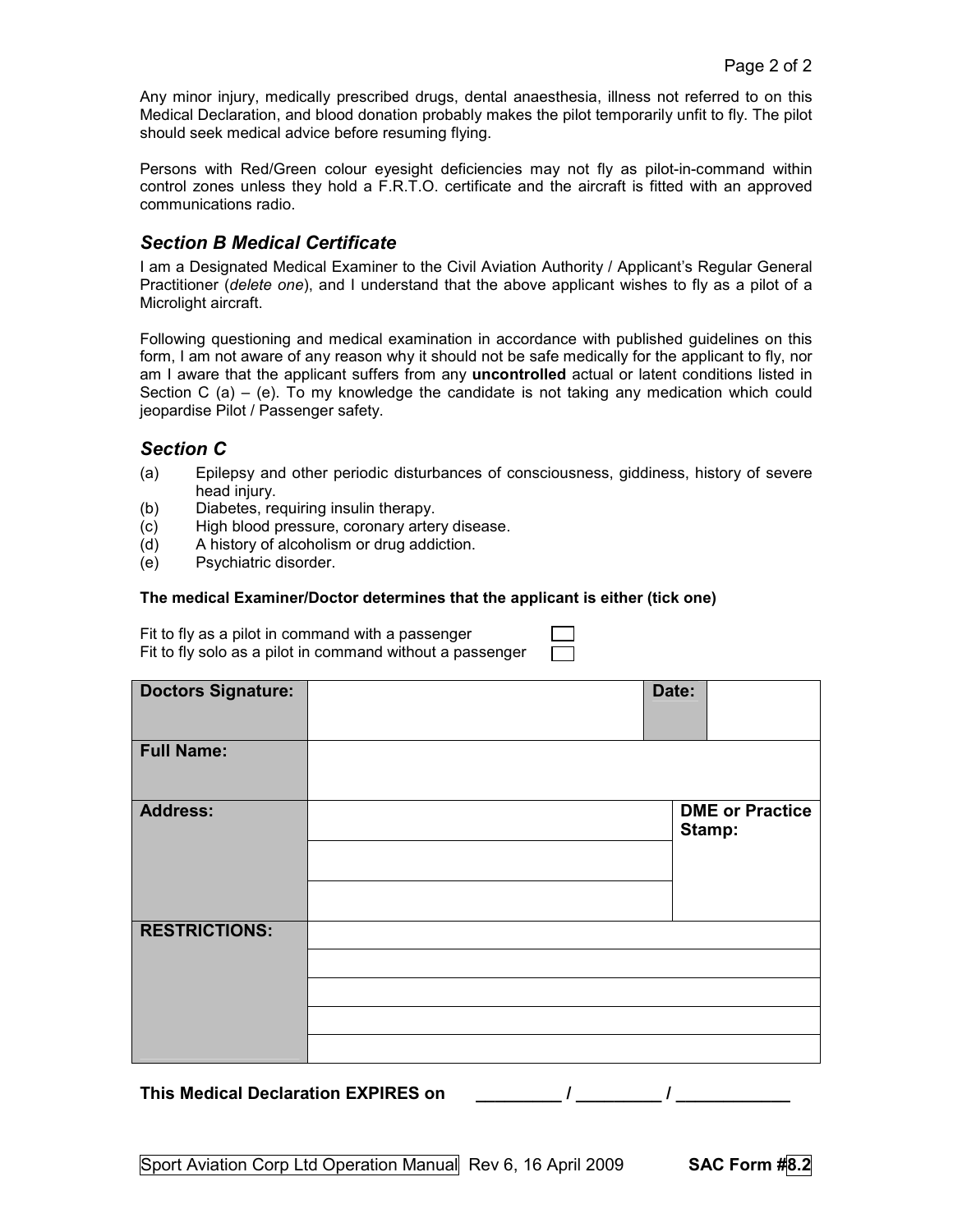Any minor injury, medically prescribed drugs, dental anaesthesia, illness not referred to on this Medical Declaration, and blood donation probably makes the pilot temporarily unfit to fly. The pilot should seek medical advice before resuming flying.

Persons with Red/Green colour eyesight deficiencies may not fly as pilot-in-command within control zones unless they hold a F.R.T.O. certificate and the aircraft is fitted with an approved communications radio.

## *Section B Medical Certificate*

I am a Designated Medical Examiner to the Civil Aviation Authority / Applicant's Regular General Practitioner (*delete one*), and I understand that the above applicant wishes to fly as a pilot of a Microlight aircraft.

Following questioning and medical examination in accordance with published guidelines on this form, I am not aware of any reason why it should not be safe medically for the applicant to fly, nor am I aware that the applicant suffers from any **uncontrolled** actual or latent conditions listed in Section C (a) – (e). To my knowledge the candidate is not taking any medication which could jeopardise Pilot / Passenger safety.

## *Section C*

- (a) Epilepsy and other periodic disturbances of consciousness, giddiness, history of severe head injury.
- (b) Diabetes, requiring insulin therapy.
- (c) High blood pressure, coronary artery disease.
- (d) A history of alcoholism or drug addiction.
- (e) Psychiatric disorder.

**The medical Examiner/Doctor determines that the applicant is either (tick one)**

Fit to fly as a pilot in command with a passenger ☐
Fit to fly solo as a pilot in command without a passenger ☐

| | | | |
|---|---|---|---|
| **Doctors Signature:** | | **Date:** | |
| **Full Name:** | | | |
| **Address:** | | **DME or Practice Stamp:** | |
| | | | |
| | | | |
| **RESTRICTIONS:** | | | |
| | | | |
| | | | |
| | | | |
| | | | |

**This Medical Declaration EXPIRES on \_\_\_\_\_\_\_\_\_ / \_\_\_\_\_\_\_\_\_ / \_\_\_\_\_\_\_\_\_\_\_\_**

Sport Aviation Corp Ltd Operation Manual Rev 6, 16 April 2009 **SAC Form #8.2**